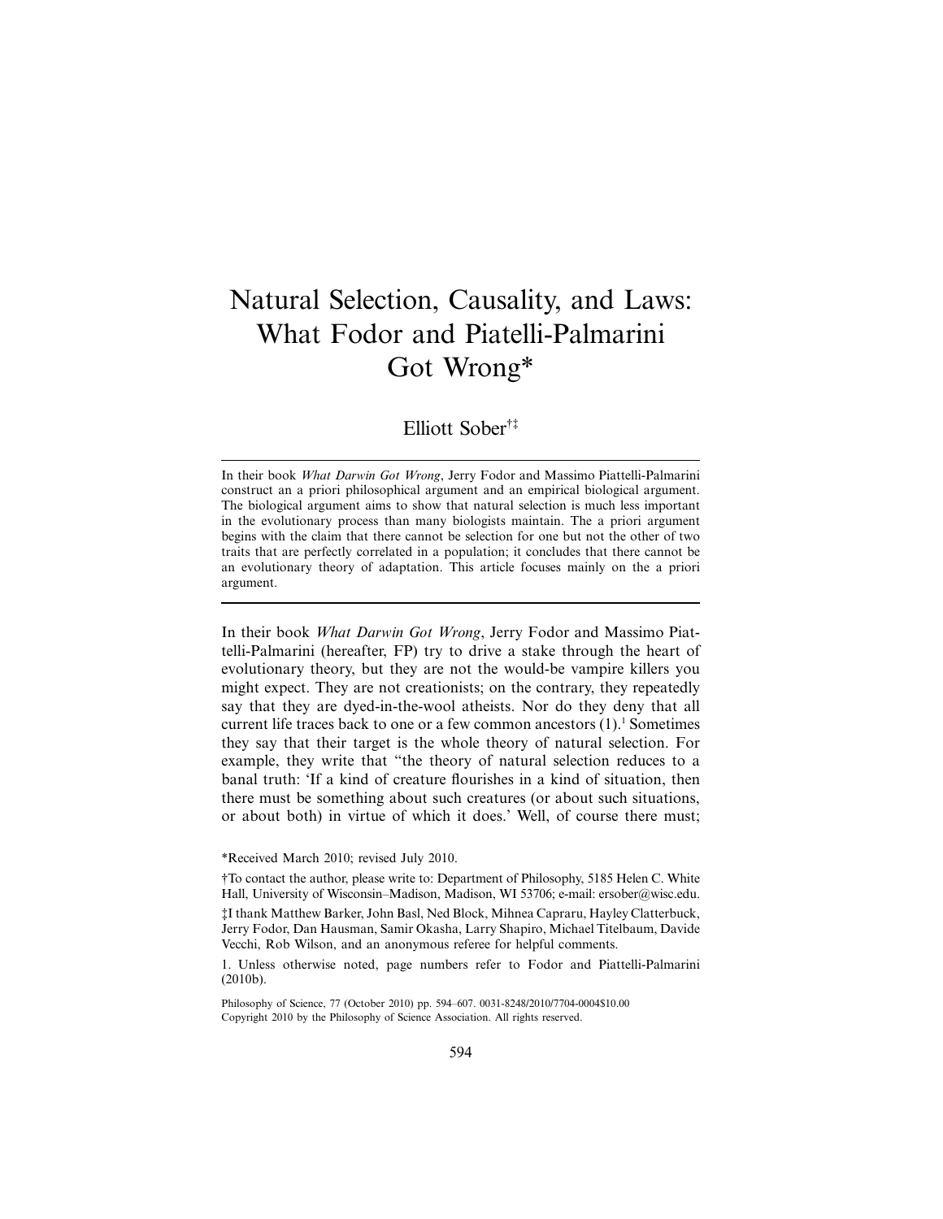# Natural Selection, Causality, and Laws: What Fodor and Piatelli-Palmarini Got Wrong*

Elliott Sober[†‡]

In their book *What Darwin Got Wrong*, Jerry Fodor and Massimo Piattelli-Palmarini construct an a priori philosophical argument and an empirical biological argument. The biological argument aims to show that natural selection is much less important in the evolutionary process than many biologists maintain. The a priori argument begins with the claim that there cannot be selection for one but not the other of two traits that are perfectly correlated in a population; it concludes that there cannot be an evolutionary theory of adaptation. This article focuses mainly on the a priori argument.

In their book *What Darwin Got Wrong*, Jerry Fodor and Massimo Piattelli-Palmarini (hereafter, FP) try to drive a stake through the heart of evolutionary theory, but they are not the would-be vampire killers you might expect. They are not creationists; on the contrary, they repeatedly say that they are dyed-in-the-wool atheists. Nor do they deny that all current life traces back to one or a few common ancestors (1).[1] Sometimes they say that their target is the whole theory of natural selection. For example, they write that "the theory of natural selection reduces to a banal truth: 'If a kind of creature flourishes in a kind of situation, then there must be something about such creatures (or about such situations, or about both) in virtue of which it does.' Well, of course there must;

---

*Received March 2010; revised July 2010.

†To contact the author, please write to: Department of Philosophy, 5185 Helen C. White Hall, University of Wisconsin–Madison, Madison, WI 53706; e-mail: ersober@wisc.edu.

‡I thank Matthew Barker, John Basl, Ned Block, Mihnea Capraru, Hayley Clatterbuck, Jerry Fodor, Dan Hausman, Samir Okasha, Larry Shapiro, Michael Titelbaum, Davide Vecchi, Rob Wilson, and an anonymous referee for helpful comments.

1. Unless otherwise noted, page numbers refer to Fodor and Piattelli-Palmarini (2010b).

Philosophy of Science, 77 (October 2010) pp. 594–607. 0031-8248/2010/7704-0004$10.00
Copyright 2010 by the Philosophy of Science Association. All rights reserved.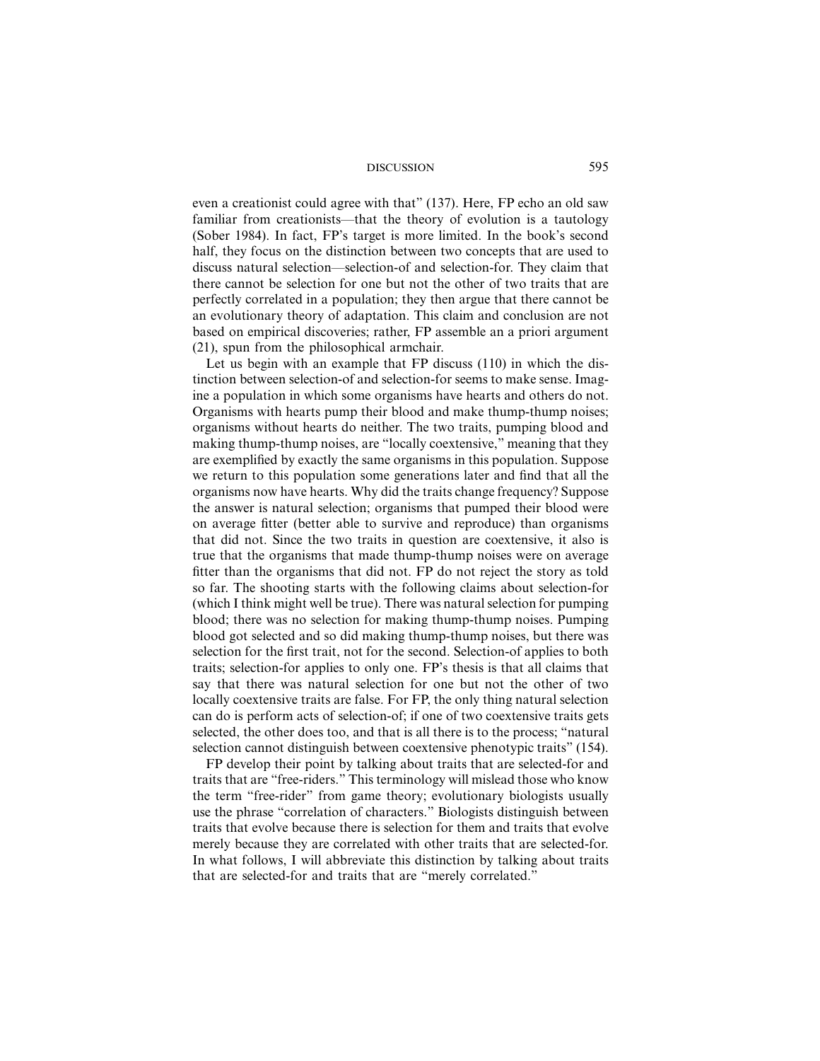even a creationist could agree with that" (137). Here, FP echo an old saw familiar from creationists—that the theory of evolution is a tautology (Sober 1984). In fact, FP's target is more limited. In the book's second half, they focus on the distinction between two concepts that are used to discuss natural selection—selection-of and selection-for. They claim that there cannot be selection for one but not the other of two traits that are perfectly correlated in a population; they then argue that there cannot be an evolutionary theory of adaptation. This claim and conclusion are not based on empirical discoveries; rather, FP assemble an a priori argument (21), spun from the philosophical armchair.

Let us begin with an example that FP discuss (110) in which the distinction between selection-of and selection-for seems to make sense. Imagine a population in which some organisms have hearts and others do not. Organisms with hearts pump their blood and make thump-thump noises; organisms without hearts do neither. The two traits, pumping blood and making thump-thump noises, are "locally coextensive," meaning that they are exemplified by exactly the same organisms in this population. Suppose we return to this population some generations later and find that all the organisms now have hearts. Why did the traits change frequency? Suppose the answer is natural selection; organisms that pumped their blood were on average fitter (better able to survive and reproduce) than organisms that did not. Since the two traits in question are coextensive, it also is true that the organisms that made thump-thump noises were on average fitter than the organisms that did not. FP do not reject the story as told so far. The shooting starts with the following claims about selection-for (which I think might well be true). There was natural selection for pumping blood; there was no selection for making thump-thump noises. Pumping blood got selected and so did making thump-thump noises, but there was selection for the first trait, not for the second. Selection-of applies to both traits; selection-for applies to only one. FP's thesis is that all claims that say that there was natural selection for one but not the other of two locally coextensive traits are false. For FP, the only thing natural selection can do is perform acts of selection-of; if one of two coextensive traits gets selected, the other does too, and that is all there is to the process; "natural selection cannot distinguish between coextensive phenotypic traits" (154).

FP develop their point by talking about traits that are selected-for and traits that are "free-riders." This terminology will mislead those who know the term "free-rider" from game theory; evolutionary biologists usually use the phrase "correlation of characters." Biologists distinguish between traits that evolve because there is selection for them and traits that evolve merely because they are correlated with other traits that are selected-for. In what follows, I will abbreviate this distinction by talking about traits that are selected-for and traits that are "merely correlated."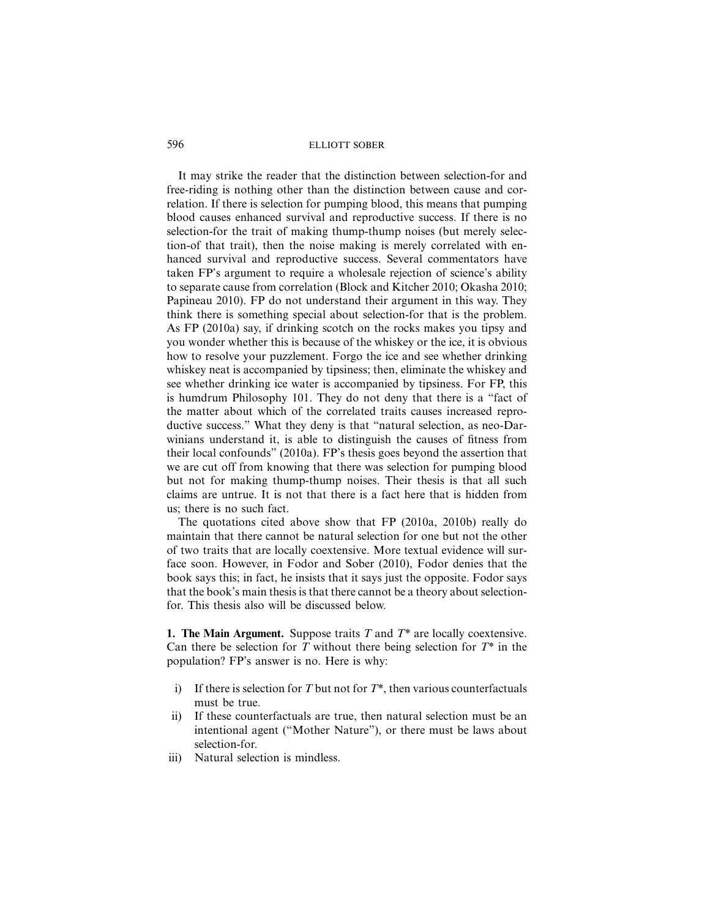It may strike the reader that the distinction between selection-for and free-riding is nothing other than the distinction between cause and correlation. If there is selection for pumping blood, this means that pumping blood causes enhanced survival and reproductive success. If there is no selection-for the trait of making thump-thump noises (but merely selection-of that trait), then the noise making is merely correlated with enhanced survival and reproductive success. Several commentators have taken FP's argument to require a wholesale rejection of science's ability to separate cause from correlation (Block and Kitcher 2010; Okasha 2010; Papineau 2010). FP do not understand their argument in this way. They think there is something special about selection-for that is the problem. As FP (2010a) say, if drinking scotch on the rocks makes you tipsy and you wonder whether this is because of the whiskey or the ice, it is obvious how to resolve your puzzlement. Forgo the ice and see whether drinking whiskey neat is accompanied by tipsiness; then, eliminate the whiskey and see whether drinking ice water is accompanied by tipsiness. For FP, this is humdrum Philosophy 101. They do not deny that there is a "fact of the matter about which of the correlated traits causes increased reproductive success." What they deny is that "natural selection, as neo-Darwinians understand it, is able to distinguish the causes of fitness from their local confounds" (2010a). FP's thesis goes beyond the assertion that we are cut off from knowing that there was selection for pumping blood but not for making thump-thump noises. Their thesis is that all such claims are untrue. It is not that there is a fact here that is hidden from us; there is no such fact.

The quotations cited above show that FP (2010a, 2010b) really do maintain that there cannot be natural selection for one but not the other of two traits that are locally coextensive. More textual evidence will surface soon. However, in Fodor and Sober (2010), Fodor denies that the book says this; in fact, he insists that it says just the opposite. Fodor says that the book's main thesis is that there cannot be a theory about selection-for. This thesis also will be discussed below.

**1. The Main Argument.** Suppose traits $T$ and $T^*$ are locally coextensive. Can there be selection for $T$ without there being selection for $T^*$ in the population? FP's answer is no. Here is why:

i) If there is selection for $T$ but not for $T^*$, then various counterfactuals must be true.
ii) If these counterfactuals are true, then natural selection must be an intentional agent ("Mother Nature"), or there must be laws about selection-for.
iii) Natural selection is mindless.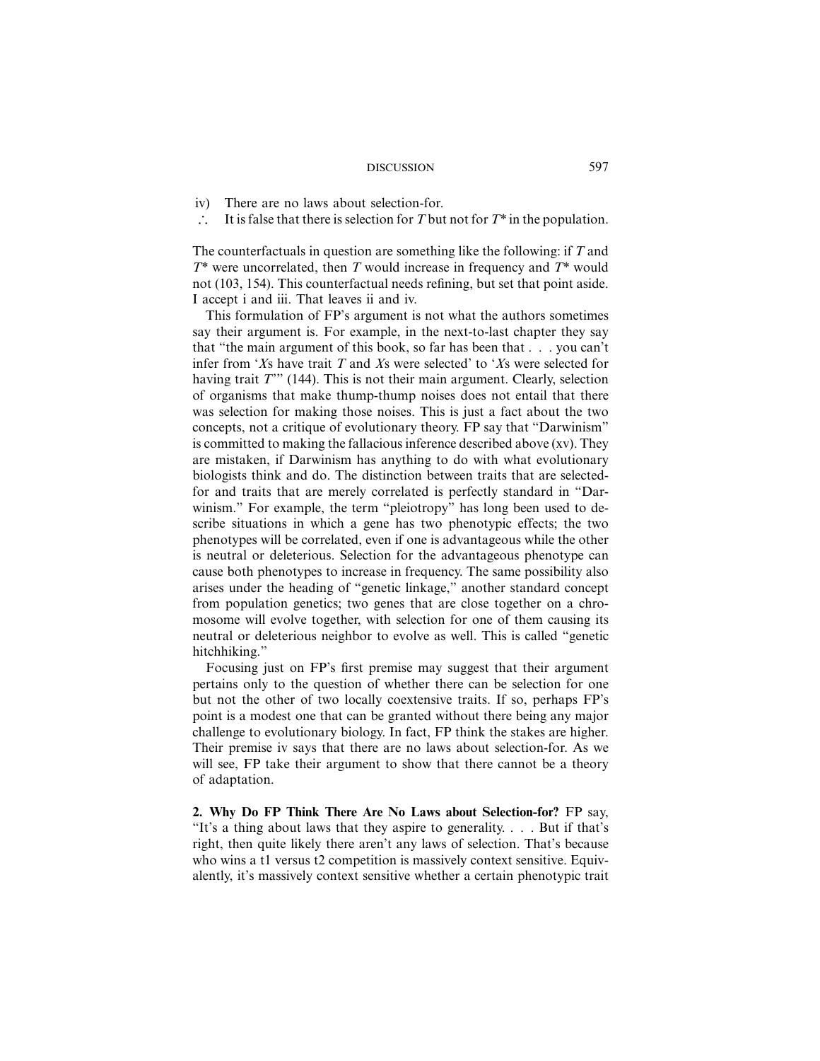iv) There are no laws about selection-for.

∴ It is false that there is selection for *T* but not for *T** in the population.

The counterfactuals in question are something like the following: if *T* and *T** were uncorrelated, then *T* would increase in frequency and *T** would not (103, 154). This counterfactual needs refining, but set that point aside. I accept i and iii. That leaves ii and iv.

This formulation of FP's argument is not what the authors sometimes say their argument is. For example, in the next-to-last chapter they say that "the main argument of this book, so far has been that . . . you can't infer from '*X*s have trait *T* and *X*s were selected' to '*X*s were selected for having trait *T*'" (144). This is not their main argument. Clearly, selection of organisms that make thump-thump noises does not entail that there was selection for making those noises. This is just a fact about the two concepts, not a critique of evolutionary theory. FP say that "Darwinism" is committed to making the fallacious inference described above (xv). They are mistaken, if Darwinism has anything to do with what evolutionary biologists think and do. The distinction between traits that are selected-for and traits that are merely correlated is perfectly standard in "Darwinism." For example, the term "pleiotropy" has long been used to describe situations in which a gene has two phenotypic effects; the two phenotypes will be correlated, even if one is advantageous while the other is neutral or deleterious. Selection for the advantageous phenotype can cause both phenotypes to increase in frequency. The same possibility also arises under the heading of "genetic linkage," another standard concept from population genetics; two genes that are close together on a chromosome will evolve together, with selection for one of them causing its neutral or deleterious neighbor to evolve as well. This is called "genetic hitchhiking."

Focusing just on FP's first premise may suggest that their argument pertains only to the question of whether there can be selection for one but not the other of two locally coextensive traits. If so, perhaps FP's point is a modest one that can be granted without there being any major challenge to evolutionary biology. In fact, FP think the stakes are higher. Their premise iv says that there are no laws about selection-for. As we will see, FP take their argument to show that there cannot be a theory of adaptation.

**2. Why Do FP Think There Are No Laws about Selection-for?** FP say, "It's a thing about laws that they aspire to generality. . . . But if that's right, then quite likely there aren't any laws of selection. That's because who wins a t1 versus t2 competition is massively context sensitive. Equivalently, it's massively context sensitive whether a certain phenotypic trait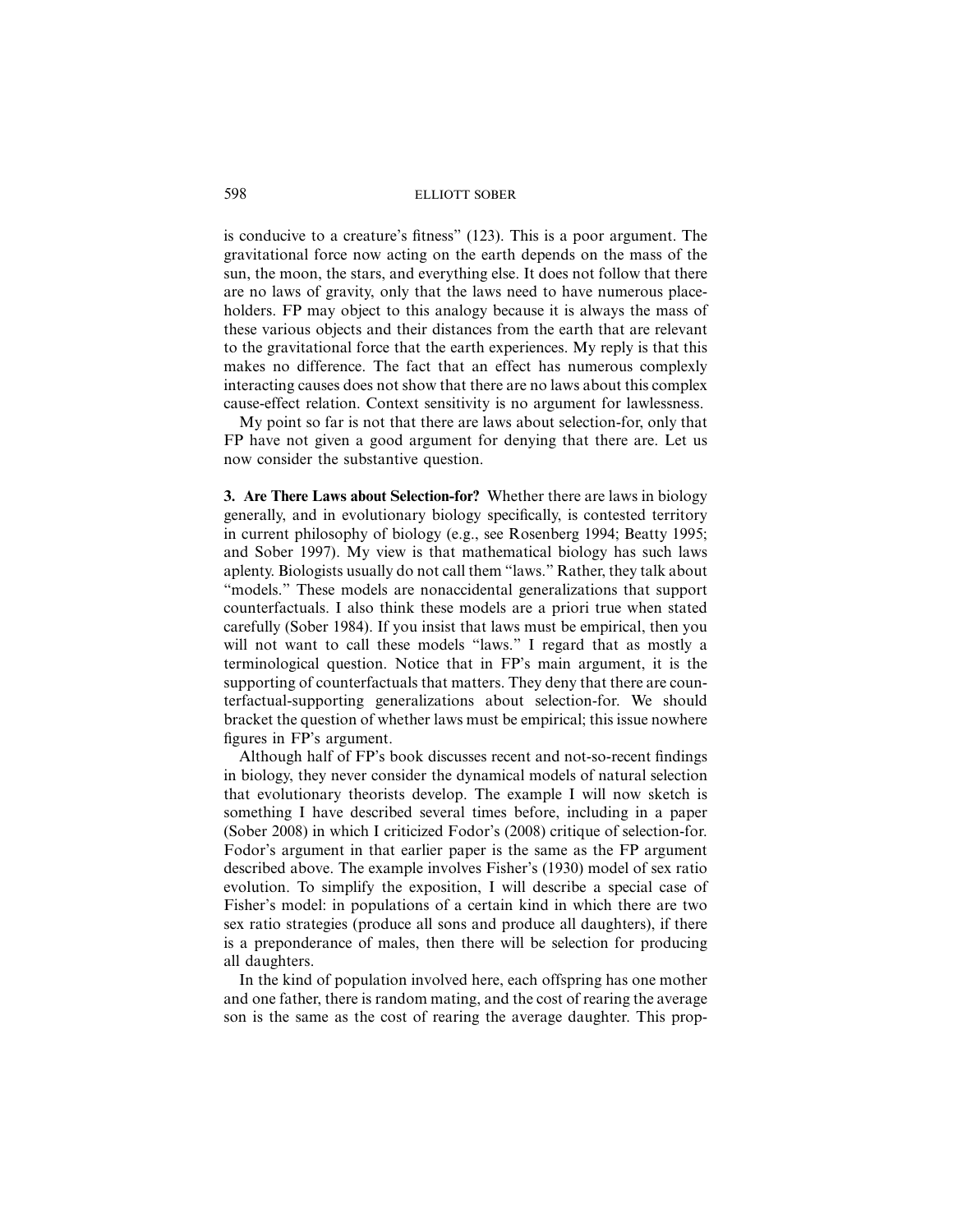is conducive to a creature's fitness" (123). This is a poor argument. The gravitational force now acting on the earth depends on the mass of the sun, the moon, the stars, and everything else. It does not follow that there are no laws of gravity, only that the laws need to have numerous placeholders. FP may object to this analogy because it is always the mass of these various objects and their distances from the earth that are relevant to the gravitational force that the earth experiences. My reply is that this makes no difference. The fact that an effect has numerous complexly interacting causes does not show that there are no laws about this complex cause-effect relation. Context sensitivity is no argument for lawlessness.

My point so far is not that there are laws about selection-for, only that FP have not given a good argument for denying that there are. Let us now consider the substantive question.

**3. Are There Laws about Selection-for?** Whether there are laws in biology generally, and in evolutionary biology specifically, is contested territory in current philosophy of biology (e.g., see Rosenberg 1994; Beatty 1995; and Sober 1997). My view is that mathematical biology has such laws aplenty. Biologists usually do not call them "laws." Rather, they talk about "models." These models are nonaccidental generalizations that support counterfactuals. I also think these models are a priori true when stated carefully (Sober 1984). If you insist that laws must be empirical, then you will not want to call these models "laws." I regard that as mostly a terminological question. Notice that in FP's main argument, it is the supporting of counterfactuals that matters. They deny that there are counterfactual-supporting generalizations about selection-for. We should bracket the question of whether laws must be empirical; this issue nowhere figures in FP's argument.

Although half of FP's book discusses recent and not-so-recent findings in biology, they never consider the dynamical models of natural selection that evolutionary theorists develop. The example I will now sketch is something I have described several times before, including in a paper (Sober 2008) in which I criticized Fodor's (2008) critique of selection-for. Fodor's argument in that earlier paper is the same as the FP argument described above. The example involves Fisher's (1930) model of sex ratio evolution. To simplify the exposition, I will describe a special case of Fisher's model: in populations of a certain kind in which there are two sex ratio strategies (produce all sons and produce all daughters), if there is a preponderance of males, then there will be selection for producing all daughters.

In the kind of population involved here, each offspring has one mother and one father, there is random mating, and the cost of rearing the average son is the same as the cost of rearing the average daughter. This prop-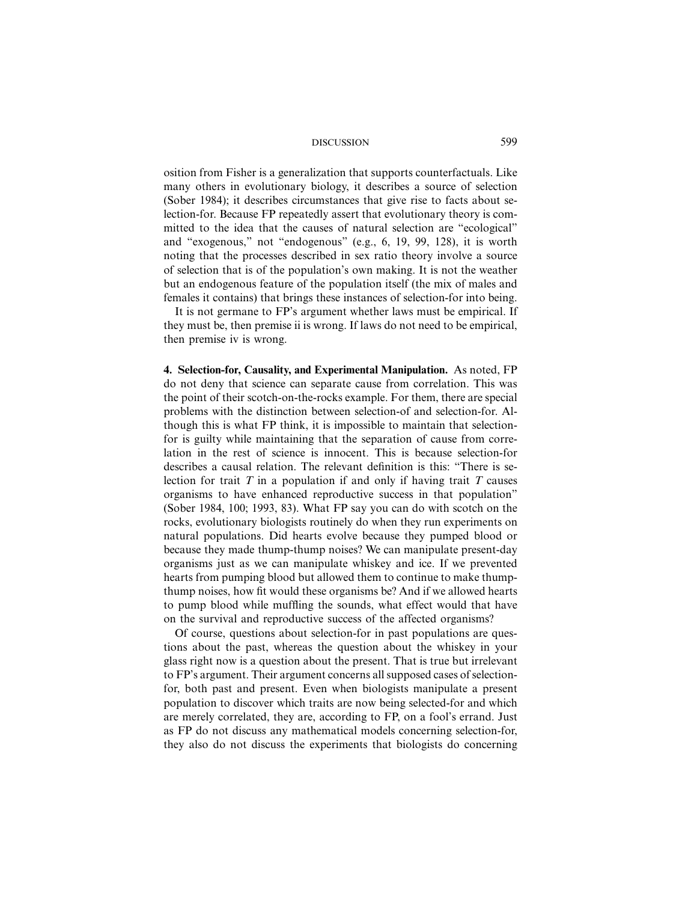osition from Fisher is a generalization that supports counterfactuals. Like many others in evolutionary biology, it describes a source of selection (Sober 1984); it describes circumstances that give rise to facts about selection-for. Because FP repeatedly assert that evolutionary theory is committed to the idea that the causes of natural selection are "ecological" and "exogenous," not "endogenous" (e.g., 6, 19, 99, 128), it is worth noting that the processes described in sex ratio theory involve a source of selection that is of the population's own making. It is not the weather but an endogenous feature of the population itself (the mix of males and females it contains) that brings these instances of selection-for into being.

It is not germane to FP's argument whether laws must be empirical. If they must be, then premise ii is wrong. If laws do not need to be empirical, then premise iv is wrong.

**4. Selection-for, Causality, and Experimental Manipulation.** As noted, FP do not deny that science can separate cause from correlation. This was the point of their scotch-on-the-rocks example. For them, there are special problems with the distinction between selection-of and selection-for. Although this is what FP think, it is impossible to maintain that selection-for is guilty while maintaining that the separation of cause from correlation in the rest of science is innocent. This is because selection-for describes a causal relation. The relevant definition is this: "There is selection for trait *T* in a population if and only if having trait *T* causes organisms to have enhanced reproductive success in that population" (Sober 1984, 100; 1993, 83). What FP say you can do with scotch on the rocks, evolutionary biologists routinely do when they run experiments on natural populations. Did hearts evolve because they pumped blood or because they made thump-thump noises? We can manipulate present-day organisms just as we can manipulate whiskey and ice. If we prevented hearts from pumping blood but allowed them to continue to make thump-thump noises, how fit would these organisms be? And if we allowed hearts to pump blood while muffling the sounds, what effect would that have on the survival and reproductive success of the affected organisms?

Of course, questions about selection-for in past populations are questions about the past, whereas the question about the whiskey in your glass right now is a question about the present. That is true but irrelevant to FP's argument. Their argument concerns all supposed cases of selection-for, both past and present. Even when biologists manipulate a present population to discover which traits are now being selected-for and which are merely correlated, they are, according to FP, on a fool's errand. Just as FP do not discuss any mathematical models concerning selection-for, they also do not discuss the experiments that biologists do concerning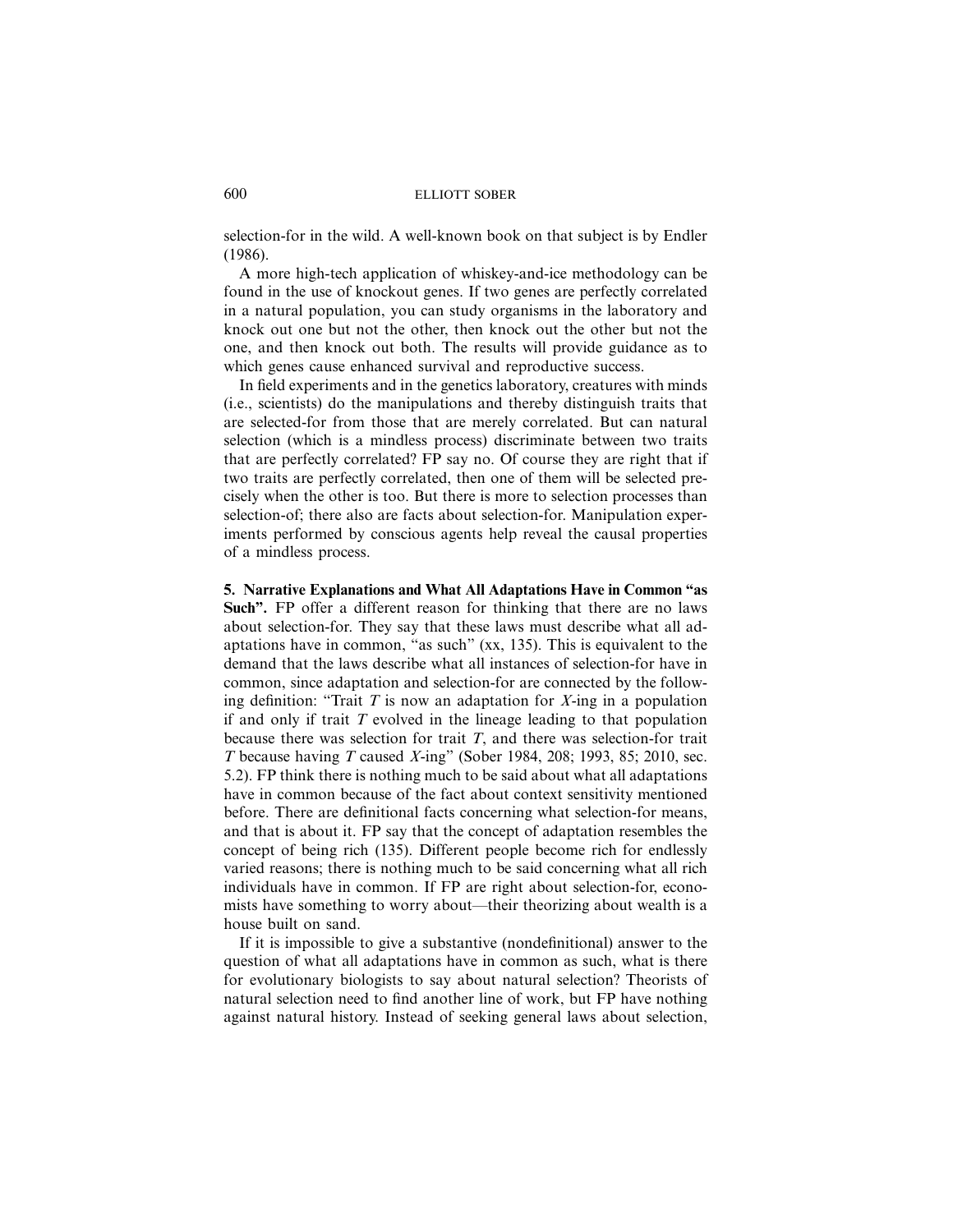selection-for in the wild. A well-known book on that subject is by Endler (1986).

A more high-tech application of whiskey-and-ice methodology can be found in the use of knockout genes. If two genes are perfectly correlated in a natural population, you can study organisms in the laboratory and knock out one but not the other, then knock out the other but not the one, and then knock out both. The results will provide guidance as to which genes cause enhanced survival and reproductive success.

In field experiments and in the genetics laboratory, creatures with minds (i.e., scientists) do the manipulations and thereby distinguish traits that are selected-for from those that are merely correlated. But can natural selection (which is a mindless process) discriminate between two traits that are perfectly correlated? FP say no. Of course they are right that if two traits are perfectly correlated, then one of them will be selected precisely when the other is too. But there is more to selection processes than selection-of; there also are facts about selection-for. Manipulation experiments performed by conscious agents help reveal the causal properties of a mindless process.

**5. Narrative Explanations and What All Adaptations Have in Common "as Such".** FP offer a different reason for thinking that there are no laws about selection-for. They say that these laws must describe what all adaptations have in common, "as such" (xx, 135). This is equivalent to the demand that the laws describe what all instances of selection-for have in common, since adaptation and selection-for are connected by the following definition: "Trait *T* is now an adaptation for *X*-ing in a population if and only if trait *T* evolved in the lineage leading to that population because there was selection for trait *T*, and there was selection-for trait *T* because having *T* caused *X*-ing" (Sober 1984, 208; 1993, 85; 2010, sec. 5.2). FP think there is nothing much to be said about what all adaptations have in common because of the fact about context sensitivity mentioned before. There are definitional facts concerning what selection-for means, and that is about it. FP say that the concept of adaptation resembles the concept of being rich (135). Different people become rich for endlessly varied reasons; there is nothing much to be said concerning what all rich individuals have in common. If FP are right about selection-for, economists have something to worry about—their theorizing about wealth is a house built on sand.

If it is impossible to give a substantive (nondefinitional) answer to the question of what all adaptations have in common as such, what is there for evolutionary biologists to say about natural selection? Theorists of natural selection need to find another line of work, but FP have nothing against natural history. Instead of seeking general laws about selection,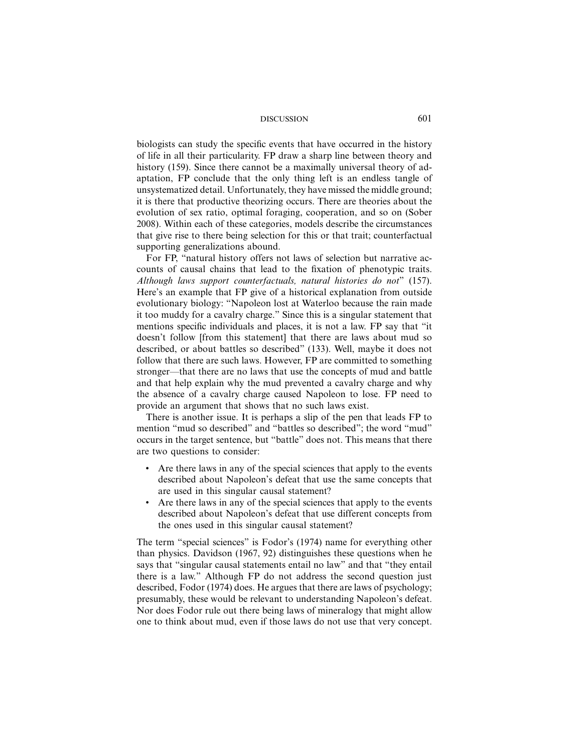biologists can study the specific events that have occurred in the history of life in all their particularity. FP draw a sharp line between theory and history (159). Since there cannot be a maximally universal theory of adaptation, FP conclude that the only thing left is an endless tangle of unsystematized detail. Unfortunately, they have missed the middle ground; it is there that productive theorizing occurs. There are theories about the evolution of sex ratio, optimal foraging, cooperation, and so on (Sober 2008). Within each of these categories, models describe the circumstances that give rise to there being selection for this or that trait; counterfactual supporting generalizations abound.

For FP, "natural history offers not laws of selection but narrative accounts of causal chains that lead to the fixation of phenotypic traits. *Although laws support counterfactuals, natural histories do not*" (157). Here's an example that FP give of a historical explanation from outside evolutionary biology: "Napoleon lost at Waterloo because the rain made it too muddy for a cavalry charge." Since this is a singular statement that mentions specific individuals and places, it is not a law. FP say that "it doesn't follow [from this statement] that there are laws about mud so described, or about battles so described" (133). Well, maybe it does not follow that there are such laws. However, FP are committed to something stronger—that there are no laws that use the concepts of mud and battle and that help explain why the mud prevented a cavalry charge and why the absence of a cavalry charge caused Napoleon to lose. FP need to provide an argument that shows that no such laws exist.

There is another issue. It is perhaps a slip of the pen that leads FP to mention "mud so described" and "battles so described"; the word "mud" occurs in the target sentence, but "battle" does not. This means that there are two questions to consider:

- Are there laws in any of the special sciences that apply to the events described about Napoleon's defeat that use the same concepts that are used in this singular causal statement?
- Are there laws in any of the special sciences that apply to the events described about Napoleon's defeat that use different concepts from the ones used in this singular causal statement?

The term "special sciences" is Fodor's (1974) name for everything other than physics. Davidson (1967, 92) distinguishes these questions when he says that "singular causal statements entail no law" and that "they entail there is a law." Although FP do not address the second question just described, Fodor (1974) does. He argues that there are laws of psychology; presumably, these would be relevant to understanding Napoleon's defeat. Nor does Fodor rule out there being laws of mineralogy that might allow one to think about mud, even if those laws do not use that very concept.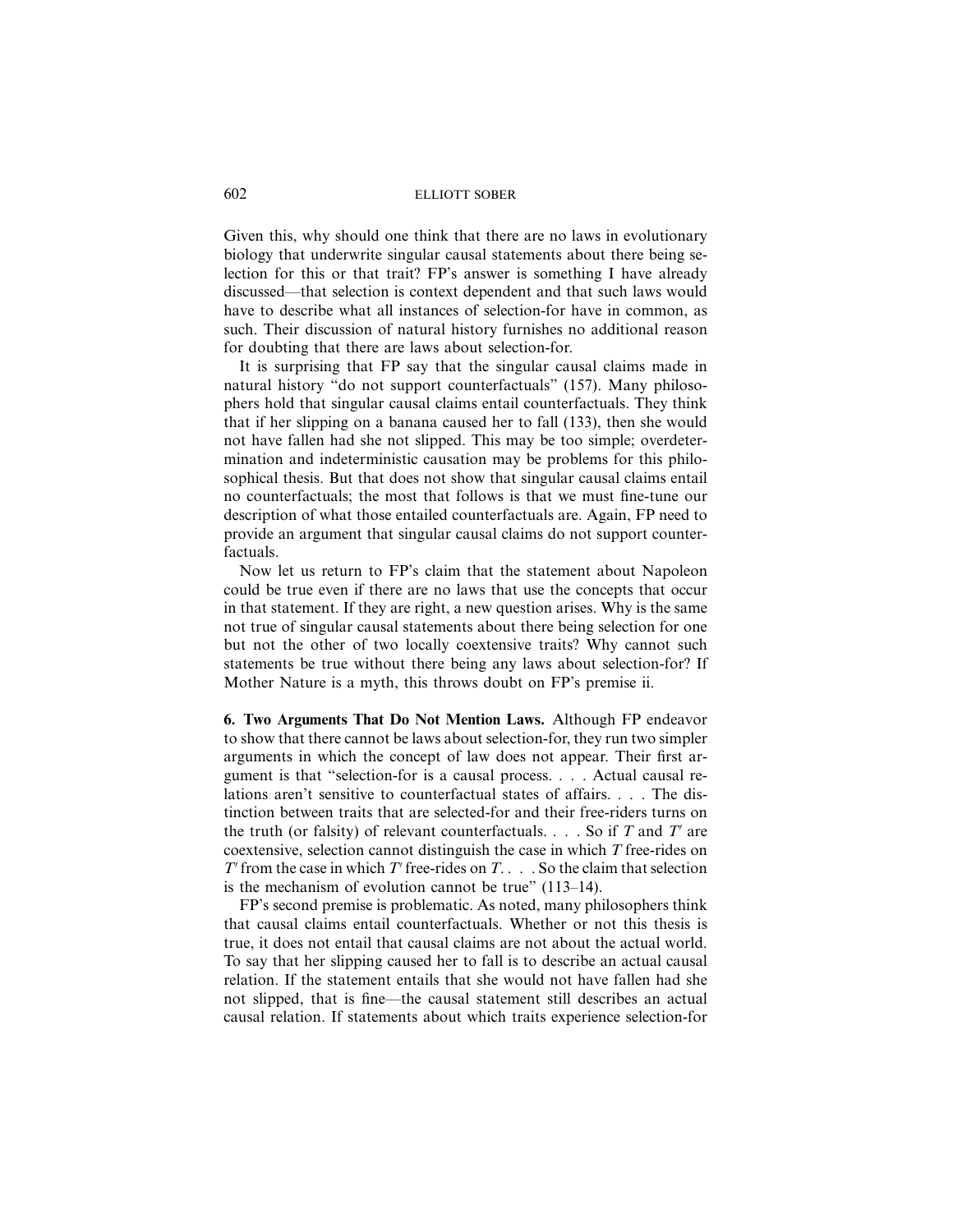Given this, why should one think that there are no laws in evolutionary biology that underwrite singular causal statements about there being selection for this or that trait? FP's answer is something I have already discussed—that selection is context dependent and that such laws would have to describe what all instances of selection-for have in common, as such. Their discussion of natural history furnishes no additional reason for doubting that there are laws about selection-for.

It is surprising that FP say that the singular causal claims made in natural history "do not support counterfactuals" (157). Many philosophers hold that singular causal claims entail counterfactuals. They think that if her slipping on a banana caused her to fall (133), then she would not have fallen had she not slipped. This may be too simple; overdetermination and indeterministic causation may be problems for this philosophical thesis. But that does not show that singular causal claims entail no counterfactuals; the most that follows is that we must fine-tune our description of what those entailed counterfactuals are. Again, FP need to provide an argument that singular causal claims do not support counterfactuals.

Now let us return to FP's claim that the statement about Napoleon could be true even if there are no laws that use the concepts that occur in that statement. If they are right, a new question arises. Why is the same not true of singular causal statements about there being selection for one but not the other of two locally coextensive traits? Why cannot such statements be true without there being any laws about selection-for? If Mother Nature is a myth, this throws doubt on FP's premise ii.

**6. Two Arguments That Do Not Mention Laws.** Although FP endeavor to show that there cannot be laws about selection-for, they run two simpler arguments in which the concept of law does not appear. Their first argument is that "selection-for is a causal process. . . . Actual causal relations aren't sensitive to counterfactual states of affairs. . . . The distinction between traits that are selected-for and their free-riders turns on the truth (or falsity) of relevant counterfactuals. . . . So if $T$ and $T'$ are coextensive, selection cannot distinguish the case in which $T$ free-rides on $T'$ from the case in which $T'$ free-rides on $T$. . . . So the claim that selection is the mechanism of evolution cannot be true" (113–14).

FP's second premise is problematic. As noted, many philosophers think that causal claims entail counterfactuals. Whether or not this thesis is true, it does not entail that causal claims are not about the actual world. To say that her slipping caused her to fall is to describe an actual causal relation. If the statement entails that she would not have fallen had she not slipped, that is fine—the causal statement still describes an actual causal relation. If statements about which traits experience selection-for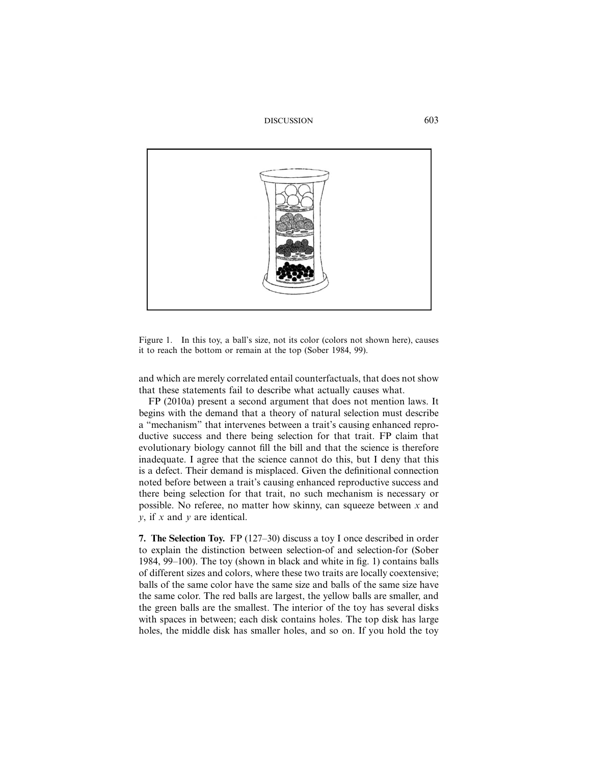Figure 1. In this toy, a ball's size, not its color (colors not shown here), causes it to reach the bottom or remain at the top (Sober 1984, 99).

and which are merely correlated entail counterfactuals, that does not show that these statements fail to describe what actually causes what.

FP (2010a) present a second argument that does not mention laws. It begins with the demand that a theory of natural selection must describe a "mechanism" that intervenes between a trait's causing enhanced reproductive success and there being selection for that trait. FP claim that evolutionary biology cannot fill the bill and that the science is therefore inadequate. I agree that the science cannot do this, but I deny that this is a defect. Their demand is misplaced. Given the definitional connection noted before between a trait's causing enhanced reproductive success and there being selection for that trait, no such mechanism is necessary or possible. No referee, no matter how skinny, can squeeze between *x* and *y*, if *x* and *y* are identical.

**7. The Selection Toy.** FP (127–30) discuss a toy I once described in order to explain the distinction between selection-of and selection-for (Sober 1984, 99–100). The toy (shown in black and white in fig. 1) contains balls of different sizes and colors, where these two traits are locally coextensive; balls of the same color have the same size and balls of the same size have the same color. The red balls are largest, the yellow balls are smaller, and the green balls are the smallest. The interior of the toy has several disks with spaces in between; each disk contains holes. The top disk has large holes, the middle disk has smaller holes, and so on. If you hold the toy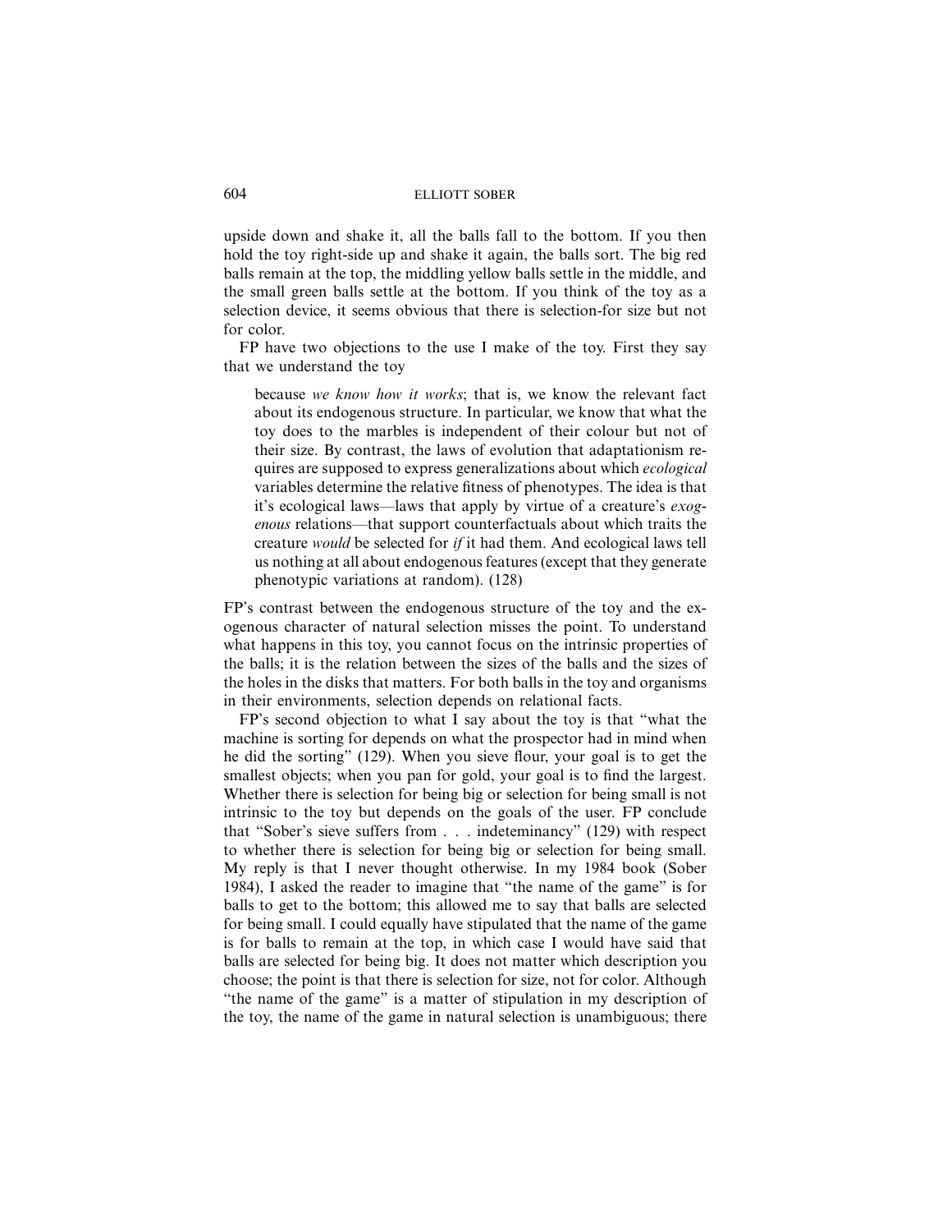upside down and shake it, all the balls fall to the bottom. If you then hold the toy right-side up and shake it again, the balls sort. The big red balls remain at the top, the middling yellow balls settle in the middle, and the small green balls settle at the bottom. If you think of the toy as a selection device, it seems obvious that there is selection-for size but not for color.

FP have two objections to the use I make of the toy. First they say that we understand the toy

> because *we know how it works*; that is, we know the relevant fact about its endogenous structure. In particular, we know that what the toy does to the marbles is independent of their colour but not of their size. By contrast, the laws of evolution that adaptationism requires are supposed to express generalizations about which *ecological* variables determine the relative fitness of phenotypes. The idea is that it's ecological laws—laws that apply by virtue of a creature's *exogenous* relations—that support counterfactuals about which traits the creature *would* be selected for *if* it had them. And ecological laws tell us nothing at all about endogenous features (except that they generate phenotypic variations at random). (128)

FP's contrast between the endogenous structure of the toy and the exogenous character of natural selection misses the point. To understand what happens in this toy, you cannot focus on the intrinsic properties of the balls; it is the relation between the sizes of the balls and the sizes of the holes in the disks that matters. For both balls in the toy and organisms in their environments, selection depends on relational facts.

FP's second objection to what I say about the toy is that "what the machine is sorting for depends on what the prospector had in mind when he did the sorting" (129). When you sieve flour, your goal is to get the smallest objects; when you pan for gold, your goal is to find the largest. Whether there is selection for being big or selection for being small is not intrinsic to the toy but depends on the goals of the user. FP conclude that "Sober's sieve suffers from . . . indeteminancy" (129) with respect to whether there is selection for being big or selection for being small. My reply is that I never thought otherwise. In my 1984 book (Sober 1984), I asked the reader to imagine that "the name of the game" is for balls to get to the bottom; this allowed me to say that balls are selected for being small. I could equally have stipulated that the name of the game is for balls to remain at the top, in which case I would have said that balls are selected for being big. It does not matter which description you choose; the point is that there is selection for size, not for color. Although "the name of the game" is a matter of stipulation in my description of the toy, the name of the game in natural selection is unambiguous; there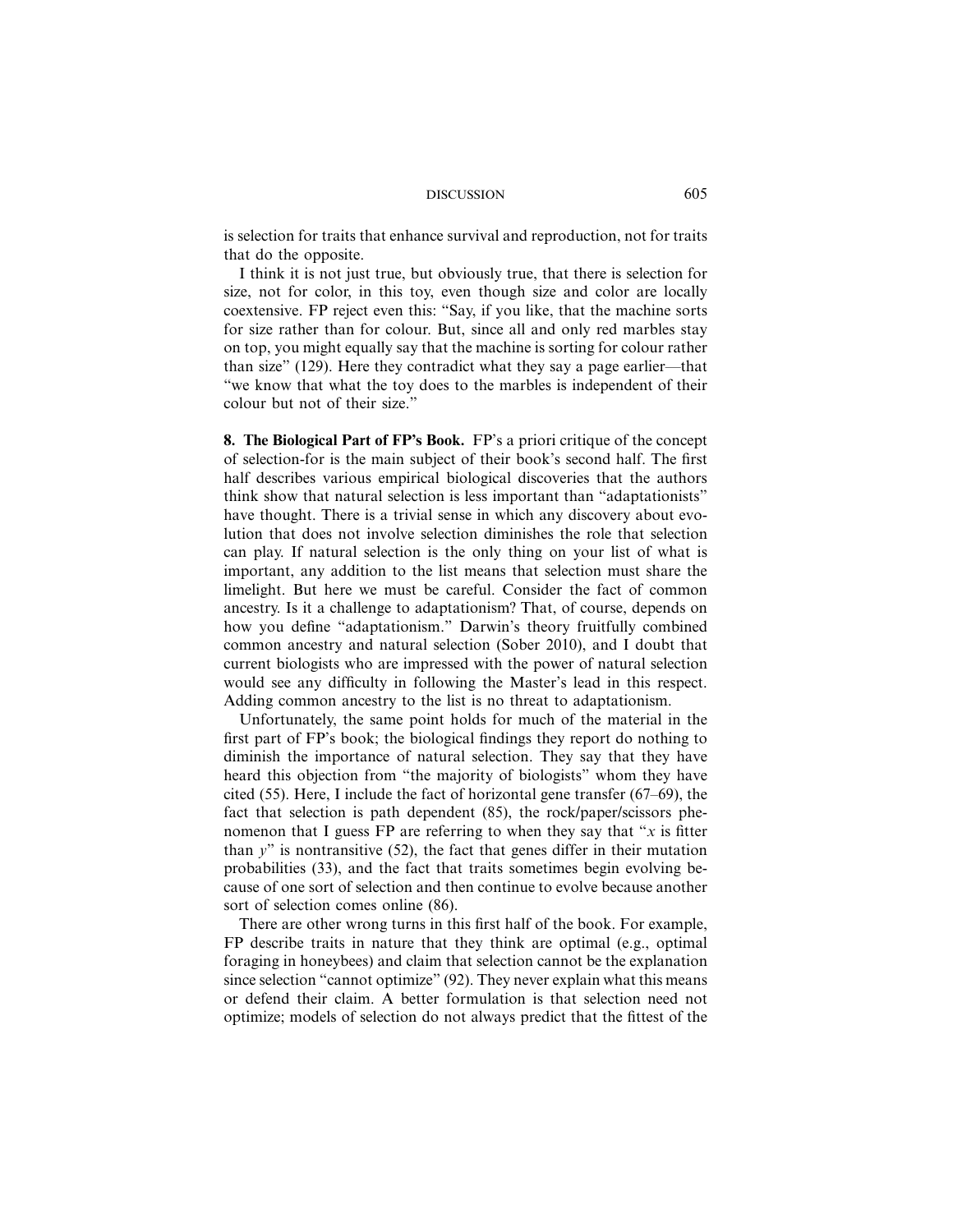is selection for traits that enhance survival and reproduction, not for traits that do the opposite.

I think it is not just true, but obviously true, that there is selection for size, not for color, in this toy, even though size and color are locally coextensive. FP reject even this: "Say, if you like, that the machine sorts for size rather than for colour. But, since all and only red marbles stay on top, you might equally say that the machine is sorting for colour rather than size" (129). Here they contradict what they say a page earlier—that "we know that what the toy does to the marbles is independent of their colour but not of their size."

**8. The Biological Part of FP's Book.** FP's a priori critique of the concept of selection-for is the main subject of their book's second half. The first half describes various empirical biological discoveries that the authors think show that natural selection is less important than "adaptationists" have thought. There is a trivial sense in which any discovery about evolution that does not involve selection diminishes the role that selection can play. If natural selection is the only thing on your list of what is important, any addition to the list means that selection must share the limelight. But here we must be careful. Consider the fact of common ancestry. Is it a challenge to adaptationism? That, of course, depends on how you define "adaptationism." Darwin's theory fruitfully combined common ancestry and natural selection (Sober 2010), and I doubt that current biologists who are impressed with the power of natural selection would see any difficulty in following the Master's lead in this respect. Adding common ancestry to the list is no threat to adaptationism.

Unfortunately, the same point holds for much of the material in the first part of FP's book; the biological findings they report do nothing to diminish the importance of natural selection. They say that they have heard this objection from "the majority of biologists" whom they have cited (55). Here, I include the fact of horizontal gene transfer (67–69), the fact that selection is path dependent (85), the rock/paper/scissors phenomenon that I guess FP are referring to when they say that "$x$ is fitter than $y$" is nontransitive (52), the fact that genes differ in their mutation probabilities (33), and the fact that traits sometimes begin evolving because of one sort of selection and then continue to evolve because another sort of selection comes online (86).

There are other wrong turns in this first half of the book. For example, FP describe traits in nature that they think are optimal (e.g., optimal foraging in honeybees) and claim that selection cannot be the explanation since selection "cannot optimize" (92). They never explain what this means or defend their claim. A better formulation is that selection need not optimize; models of selection do not always predict that the fittest of the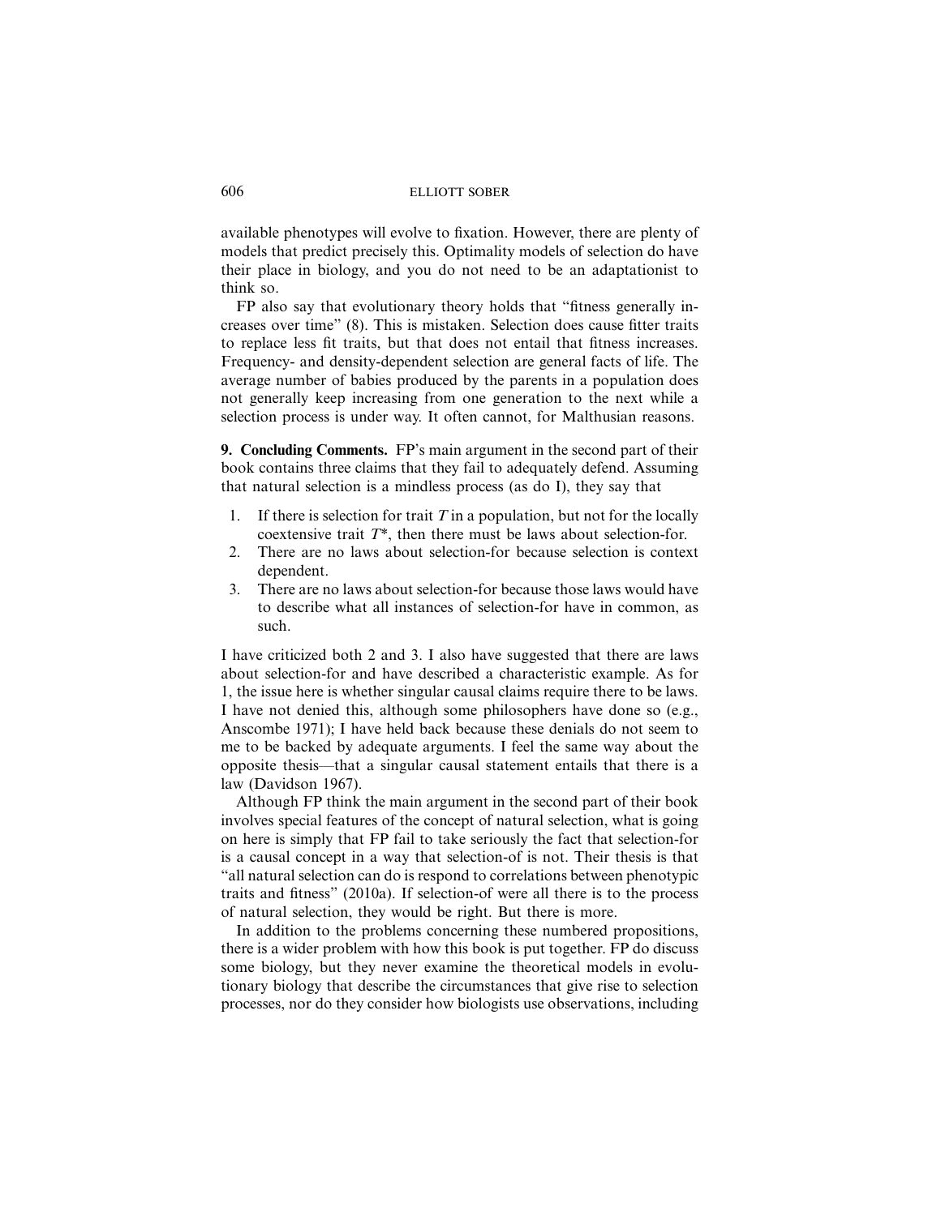available phenotypes will evolve to fixation. However, there are plenty of models that predict precisely this. Optimality models of selection do have their place in biology, and you do not need to be an adaptationist to think so.

FP also say that evolutionary theory holds that "fitness generally increases over time" (8). This is mistaken. Selection does cause fitter traits to replace less fit traits, but that does not entail that fitness increases. Frequency- and density-dependent selection are general facts of life. The average number of babies produced by the parents in a population does not generally keep increasing from one generation to the next while a selection process is under way. It often cannot, for Malthusian reasons.

**9. Concluding Comments.** FP's main argument in the second part of their book contains three claims that they fail to adequately defend. Assuming that natural selection is a mindless process (as do I), they say that

1. If there is selection for trait $T$ in a population, but not for the locally coextensive trait $T^*$, then there must be laws about selection-for.
2. There are no laws about selection-for because selection is context dependent.
3. There are no laws about selection-for because those laws would have to describe what all instances of selection-for have in common, as such.

I have criticized both 2 and 3. I also have suggested that there are laws about selection-for and have described a characteristic example. As for 1, the issue here is whether singular causal claims require there to be laws. I have not denied this, although some philosophers have done so (e.g., Anscombe 1971); I have held back because these denials do not seem to me to be backed by adequate arguments. I feel the same way about the opposite thesis—that a singular causal statement entails that there is a law (Davidson 1967).

Although FP think the main argument in the second part of their book involves special features of the concept of natural selection, what is going on here is simply that FP fail to take seriously the fact that selection-for is a causal concept in a way that selection-of is not. Their thesis is that "all natural selection can do is respond to correlations between phenotypic traits and fitness" (2010a). If selection-of were all there is to the process of natural selection, they would be right. But there is more.

In addition to the problems concerning these numbered propositions, there is a wider problem with how this book is put together. FP do discuss some biology, but they never examine the theoretical models in evolutionary biology that describe the circumstances that give rise to selection processes, nor do they consider how biologists use observations, including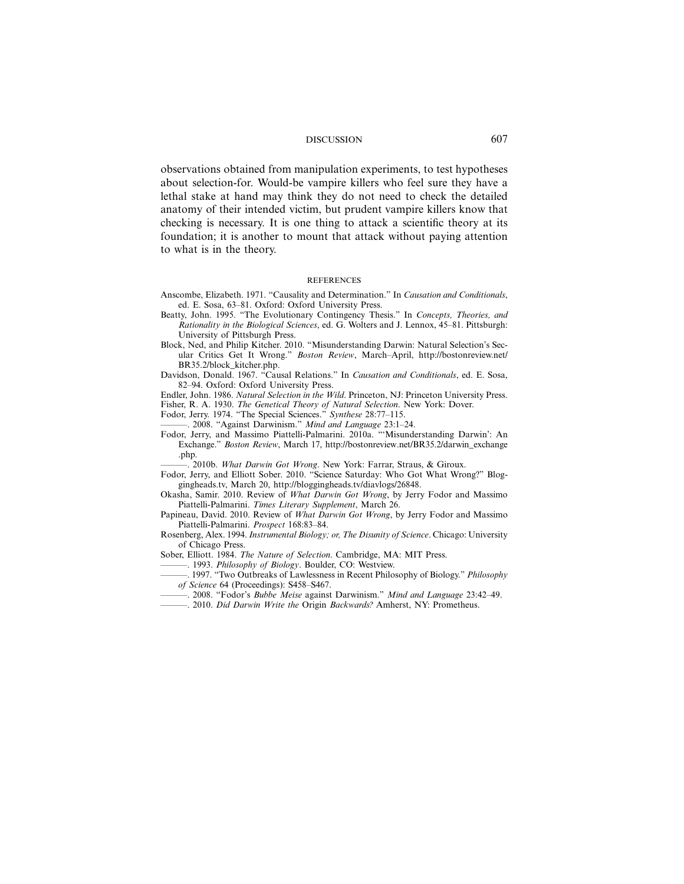observations obtained from manipulation experiments, to test hypotheses about selection-for. Would-be vampire killers who feel sure they have a lethal stake at hand may think they do not need to check the detailed anatomy of their intended victim, but prudent vampire killers know that checking is necessary. It is one thing to attack a scientific theory at its foundation; it is another to mount that attack without paying attention to what is in the theory.

## REFERENCES

Anscombe, Elizabeth. 1971. “Causality and Determination.” In *Causation and Conditionals*, ed. E. Sosa, 63–81. Oxford: Oxford University Press.

Beatty, John. 1995. “The Evolutionary Contingency Thesis.” In *Concepts, Theories, and Rationality in the Biological Sciences*, ed. G. Wolters and J. Lennox, 45–81. Pittsburgh: University of Pittsburgh Press.

Block, Ned, and Philip Kitcher. 2010. “Misunderstanding Darwin: Natural Selection’s Secular Critics Get It Wrong.” *Boston Review*, March–April, http://bostonreview.net/BR35.2/block_kitcher.php.

Davidson, Donald. 1967. “Causal Relations.” In *Causation and Conditionals*, ed. E. Sosa, 82–94. Oxford: Oxford University Press.

Endler, John. 1986. *Natural Selection in the Wild*. Princeton, NJ: Princeton University Press.

Fisher, R. A. 1930. *The Genetical Theory of Natural Selection*. New York: Dover.

Fodor, Jerry. 1974. “The Special Sciences.” *Synthese* 28:77–115.

———. 2008. “Against Darwinism.” *Mind and Language* 23:1–24.

Fodor, Jerry, and Massimo Piattelli-Palmarini. 2010a. “‘Misunderstanding Darwin’: An Exchange.” *Boston Review*, March 17, http://bostonreview.net/BR35.2/darwin_exchange.php.

———. 2010b. *What Darwin Got Wrong*. New York: Farrar, Straus, & Giroux.

Fodor, Jerry, and Elliott Sober. 2010. “Science Saturday: Who Got What Wrong?” Bloggingheads.tv, March 20, http://bloggingheads.tv/diavlogs/26848.

Okasha, Samir. 2010. Review of *What Darwin Got Wrong*, by Jerry Fodor and Massimo Piattelli-Palmarini. *Times Literary Supplement*, March 26.

Papineau, David. 2010. Review of *What Darwin Got Wrong*, by Jerry Fodor and Massimo Piattelli-Palmarini. *Prospect* 168:83–84.

Rosenberg, Alex. 1994. *Instrumental Biology; or, The Disunity of Science*. Chicago: University of Chicago Press.

Sober, Elliott. 1984. *The Nature of Selection*. Cambridge, MA: MIT Press.

———. 1993. *Philosophy of Biology*. Boulder, CO: Westview.

———. 1997. “Two Outbreaks of Lawlessness in Recent Philosophy of Biology.” *Philosophy of Science* 64 (Proceedings): S458–S467.

———. 2008. “Fodor’s *Bubbe Meise* against Darwinism.” *Mind and Language* 23:42–49.

———. 2010. *Did Darwin Write the* Origin *Backwards?* Amherst, NY: Prometheus.